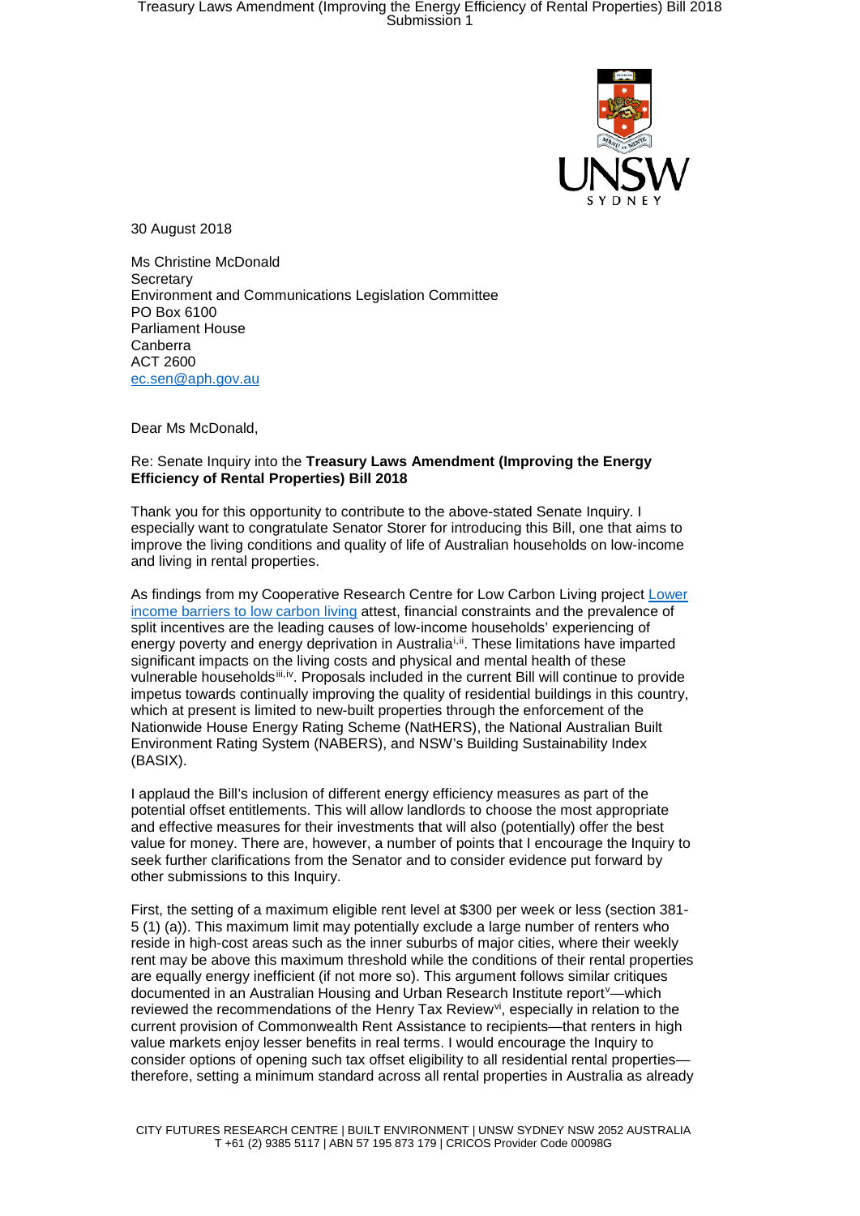30 August 2018

Ms Christine McDonald
Secretary
Environment and Communications Legislation Committee
PO Box 6100
Parliament House
Canberra
ACT 2600
ec.sen@aph.gov.au

Dear Ms McDonald,

Re: Senate Inquiry into the **Treasury Laws Amendment (Improving the Energy Efficiency of Rental Properties) Bill 2018**

Thank you for this opportunity to contribute to the above-stated Senate Inquiry. I especially want to congratulate Senator Storer for introducing this Bill, one that aims to improve the living conditions and quality of life of Australian households on low-income and living in rental properties.

As findings from my Cooperative Research Centre for Low Carbon Living project [Lower income barriers to low carbon living] attest, financial constraints and the prevalence of split incentives are the leading causes of low-income households' experiencing of energy poverty and energy deprivation in Australia[i,ii]. These limitations have imparted significant impacts on the living costs and physical and mental health of these vulnerable households[iii,iv]. Proposals included in the current Bill will continue to provide impetus towards continually improving the quality of residential buildings in this country, which at present is limited to new-built properties through the enforcement of the Nationwide House Energy Rating Scheme (NatHERS), the National Australian Built Environment Rating System (NABERS), and NSW's Building Sustainability Index (BASIX).

I applaud the Bill's inclusion of different energy efficiency measures as part of the potential offset entitlements. This will allow landlords to choose the most appropriate and effective measures for their investments that will also (potentially) offer the best value for money. There are, however, a number of points that I encourage the Inquiry to seek further clarifications from the Senator and to consider evidence put forward by other submissions to this Inquiry.

First, the setting of a maximum eligible rent level at $300 per week or less (section 381-5 (1) (a)). This maximum limit may potentially exclude a large number of renters who reside in high-cost areas such as the inner suburbs of major cities, where their weekly rent may be above this maximum threshold while the conditions of their rental properties are equally energy inefficient (if not more so). This argument follows similar critiques documented in an Australian Housing and Urban Research Institute report[v]—which reviewed the recommendations of the Henry Tax Review[vi], especially in relation to the current provision of Commonwealth Rent Assistance to recipients—that renters in high value markets enjoy lesser benefits in real terms. I would encourage the Inquiry to consider options of opening such tax offset eligibility to all residential rental properties—therefore, setting a minimum standard across all rental properties in Australia as already

CITY FUTURES RESEARCH CENTRE | BUILT ENVIRONMENT | UNSW SYDNEY NSW 2052 AUSTRALIA
T +61 (2) 9385 5117 | ABN 57 195 873 179 | CRICOS Provider Code 00098G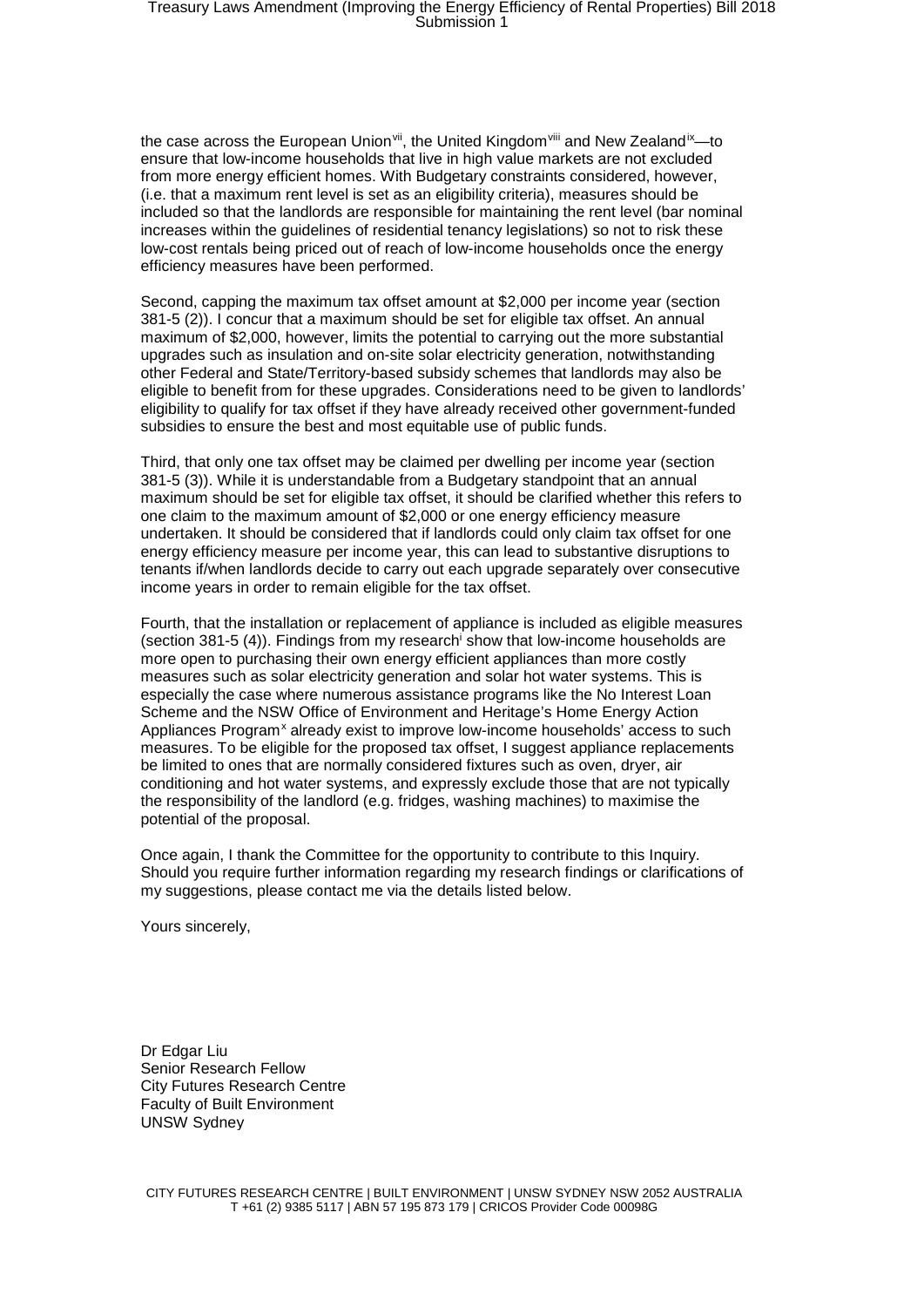the case across the European Union[vii], the United Kingdom[viii] and New Zealand[ix]—to ensure that low-income households that live in high value markets are not excluded from more energy efficient homes. With Budgetary constraints considered, however, (i.e. that a maximum rent level is set as an eligibility criteria), measures should be included so that the landlords are responsible for maintaining the rent level (bar nominal increases within the guidelines of residential tenancy legislations) so not to risk these low-cost rentals being priced out of reach of low-income households once the energy efficiency measures have been performed.

Second, capping the maximum tax offset amount at $2,000 per income year (section 381-5 (2)). I concur that a maximum should be set for eligible tax offset. An annual maximum of $2,000, however, limits the potential to carrying out the more substantial upgrades such as insulation and on-site solar electricity generation, notwithstanding other Federal and State/Territory-based subsidy schemes that landlords may also be eligible to benefit from for these upgrades. Considerations need to be given to landlords' eligibility to qualify for tax offset if they have already received other government-funded subsidies to ensure the best and most equitable use of public funds.

Third, that only one tax offset may be claimed per dwelling per income year (section 381-5 (3)). While it is understandable from a Budgetary standpoint that an annual maximum should be set for eligible tax offset, it should be clarified whether this refers to one claim to the maximum amount of $2,000 or one energy efficiency measure undertaken. It should be considered that if landlords could only claim tax offset for one energy efficiency measure per income year, this can lead to substantive disruptions to tenants if/when landlords decide to carry out each upgrade separately over consecutive income years in order to remain eligible for the tax offset.

Fourth, that the installation or replacement of appliance is included as eligible measures (section 381-5 (4)). Findings from my research[i] show that low-income households are more open to purchasing their own energy efficient appliances than more costly measures such as solar electricity generation and solar hot water systems. This is especially the case where numerous assistance programs like the No Interest Loan Scheme and the NSW Office of Environment and Heritage's Home Energy Action Appliances Program[x] already exist to improve low-income households' access to such measures. To be eligible for the proposed tax offset, I suggest appliance replacements be limited to ones that are normally considered fixtures such as oven, dryer, air conditioning and hot water systems, and expressly exclude those that are not typically the responsibility of the landlord (e.g. fridges, washing machines) to maximise the potential of the proposal.

Once again, I thank the Committee for the opportunity to contribute to this Inquiry. Should you require further information regarding my research findings or clarifications of my suggestions, please contact me via the details listed below.

Yours sincerely,

Dr Edgar Liu
Senior Research Fellow
City Futures Research Centre
Faculty of Built Environment
UNSW Sydney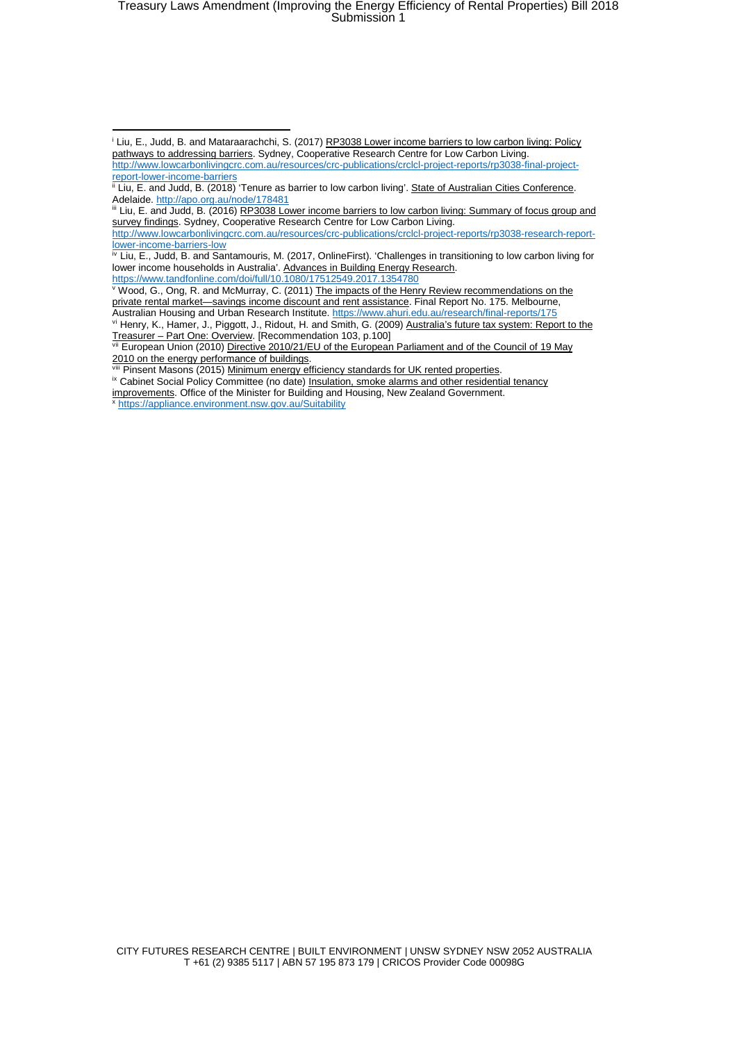---

[i] Liu, E., Judd, B. and Mataraarachchi, S. (2017) RP3038 Lower income barriers to low carbon living: Policy pathways to addressing barriers. Sydney, Cooperative Research Centre for Low Carbon Living. http://www.lowcarbonlivingcrc.com.au/resources/crc-publications/crclcl-project-reports/rp3038-final-project-report-lower-income-barriers

[ii] Liu, E. and Judd, B. (2018) 'Tenure as barrier to low carbon living'. State of Australian Cities Conference. Adelaide. http://apo.org.au/node/178481

[iii] Liu, E. and Judd, B. (2016) RP3038 Lower income barriers to low carbon living: Summary of focus group and survey findings. Sydney, Cooperative Research Centre for Low Carbon Living. http://www.lowcarbonlivingcrc.com.au/resources/crc-publications/crclcl-project-reports/rp3038-research-report-lower-income-barriers-low

[iv] Liu, E., Judd, B. and Santamouris, M. (2017, OnlineFirst). 'Challenges in transitioning to low carbon living for lower income households in Australia'. Advances in Building Energy Research. https://www.tandfonline.com/doi/full/10.1080/17512549.2017.1354780

[v] Wood, G., Ong, R. and McMurray, C. (2011) The impacts of the Henry Review recommendations on the private rental market—savings income discount and rent assistance. Final Report No. 175. Melbourne, Australian Housing and Urban Research Institute. https://www.ahuri.edu.au/research/final-reports/175

[vi] Henry, K., Hamer, J., Piggott, J., Ridout, H. and Smith, G. (2009) Australia's future tax system: Report to the Treasurer – Part One: Overview. [Recommendation 103, p.100]

[vii] European Union (2010) Directive 2010/21/EU of the European Parliament and of the Council of 19 May 2010 on the energy performance of buildings.

[viii] Pinsent Masons (2015) Minimum energy efficiency standards for UK rented properties.

[ix] Cabinet Social Policy Committee (no date) Insulation, smoke alarms and other residential tenancy improvements. Office of the Minister for Building and Housing, New Zealand Government.

[x] https://appliance.environment.nsw.gov.au/Suitability

CITY FUTURES RESEARCH CENTRE | BUILT ENVIRONMENT | UNSW SYDNEY NSW 2052 AUSTRALIA
T +61 (2) 9385 5117 | ABN 57 195 873 179 | CRICOS Provider Code 00098G